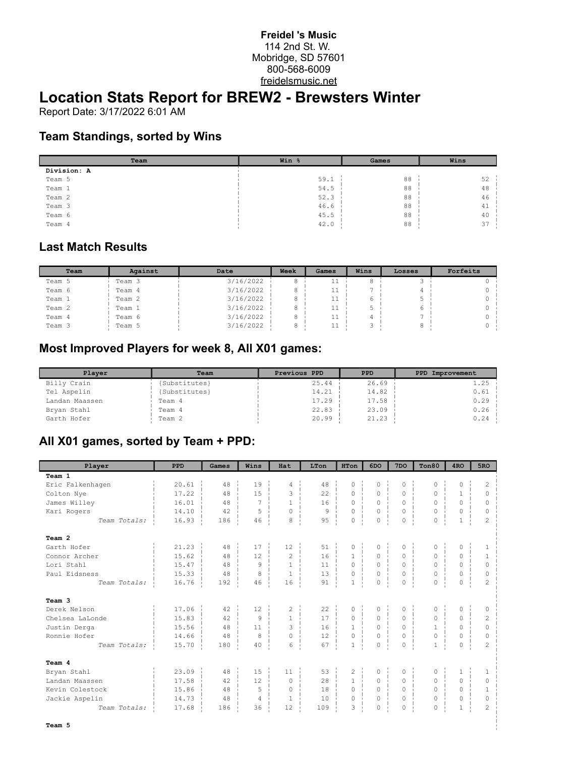**Freidel 's Music**
114 2nd St. W.
Mobridge, SD 57601
800-568-6009
freidelsmusic.net

# Location Stats Report for BREW2 - Brewsters Winter

Report Date: 3/17/2022 6:01 AM

## Team Standings, sorted by Wins

| Team | Win % | Games | Wins |
|---|---|---|---|
| **Division: A** | | | |
| Team 5 | 59.1 | 88 | 52 |
| Team 1 | 54.5 | 88 | 48 |
| Team 2 | 52.3 | 88 | 46 |
| Team 3 | 46.6 | 88 | 41 |
| Team 6 | 45.5 | 88 | 40 |
| Team 4 | 42.0 | 88 | 37 |

## Last Match Results

| Team | Against | Date | Week | Games | Wins | Losses | Forfeits |
|---|---|---|---|---|---|---|---|
| Team 5 | Team 3 | 3/16/2022 | 8 | 11 | 8 | 3 | 0 |
| Team 6 | Team 4 | 3/16/2022 | 8 | 11 | 7 | 4 | 0 |
| Team 1 | Team 2 | 3/16/2022 | 8 | 11 | 6 | 5 | 0 |
| Team 2 | Team 1 | 3/16/2022 | 8 | 11 | 5 | 6 | 0 |
| Team 4 | Team 6 | 3/16/2022 | 8 | 11 | 4 | 7 | 0 |
| Team 3 | Team 5 | 3/16/2022 | 8 | 11 | 3 | 8 | 0 |

## Most Improved Players for week 8, All X01 games:

| Player | Team | Previous PPD | PPD | PPD Improvement |
|---|---|---|---|---|
| Billy Crain | {Substitutes} | 25.44 | 26.69 | 1.25 |
| Tel Aspelin | {Substitutes} | 14.21 | 14.82 | 0.61 |
| Landan Maassen | Team 4 | 17.29 | 17.58 | 0.29 |
| Bryan Stahl | Team 4 | 22.83 | 23.09 | 0.26 |
| Garth Hofer | Team 2 | 20.99 | 21.23 | 0.24 |

## All X01 games, sorted by Team + PPD:

| Player | PPD | Games | Wins | Hat | LTon | HTon | 6DO | 7DO | Ton80 | 4RO | 5RO |
|---|---|---|---|---|---|---|---|---|---|---|---|
| **Team 1** | | | | | | | | | | | |
| Eric Falkenhagen | 20.61 | 48 | 19 | 4 | 48 | 0 | 0 | 0 | 0 | 0 | 2 |
| Colton Nye | 17.22 | 48 | 15 | 3 | 22 | 0 | 0 | 0 | 0 | 1 | 0 |
| James Willey | 16.01 | 48 | 7 | 1 | 16 | 0 | 0 | 0 | 0 | 0 | 0 |
| Kari Rogers | 14.10 | 42 | 5 | 0 | 9 | 0 | 0 | 0 | 0 | 0 | 0 |
| *Team Totals:* | 16.93 | 186 | 46 | 8 | 95 | 0 | 0 | 0 | 0 | 1 | 2 |
| **Team 2** | | | | | | | | | | | |
| Garth Hofer | 21.23 | 48 | 17 | 12 | 51 | 0 | 0 | 0 | 0 | 0 | 1 |
| Connor Archer | 15.62 | 48 | 12 | 2 | 16 | 1 | 0 | 0 | 0 | 0 | 1 |
| Lori Stahl | 15.47 | 48 | 9 | 1 | 11 | 0 | 0 | 0 | 0 | 0 | 0 |
| Paul Eidsness | 15.33 | 48 | 8 | 1 | 13 | 0 | 0 | 0 | 0 | 0 | 0 |
| *Team Totals:* | 16.76 | 192 | 46 | 16 | 91 | 1 | 0 | 0 | 0 | 0 | 2 |
| **Team 3** | | | | | | | | | | | |
| Derek Nelson | 17.06 | 42 | 12 | 2 | 22 | 0 | 0 | 0 | 0 | 0 | 0 |
| Chelsea LaLonde | 15.83 | 42 | 9 | 1 | 17 | 0 | 0 | 0 | 0 | 0 | 2 |
| Justin Derga | 15.56 | 48 | 11 | 3 | 16 | 1 | 0 | 0 | 1 | 0 | 0 |
| Ronnie Hofer | 14.66 | 48 | 8 | 0 | 12 | 0 | 0 | 0 | 0 | 0 | 0 |
| *Team Totals:* | 15.70 | 180 | 40 | 6 | 67 | 1 | 0 | 0 | 1 | 0 | 2 |
| **Team 4** | | | | | | | | | | | |
| Bryan Stahl | 23.09 | 48 | 15 | 11 | 53 | 2 | 0 | 0 | 0 | 1 | 1 |
| Landan Maassen | 17.58 | 42 | 12 | 0 | 28 | 1 | 0 | 0 | 0 | 0 | 0 |
| Kevin Colestock | 15.86 | 48 | 5 | 0 | 18 | 0 | 0 | 0 | 0 | 0 | 1 |
| Jackie Aspelin | 14.73 | 48 | 4 | 1 | 10 | 0 | 0 | 0 | 0 | 0 | 0 |
| *Team Totals:* | 17.68 | 186 | 36 | 12 | 109 | 3 | 0 | 0 | 0 | 1 | 2 |
| **Team 5** | | | | | | | | | | | |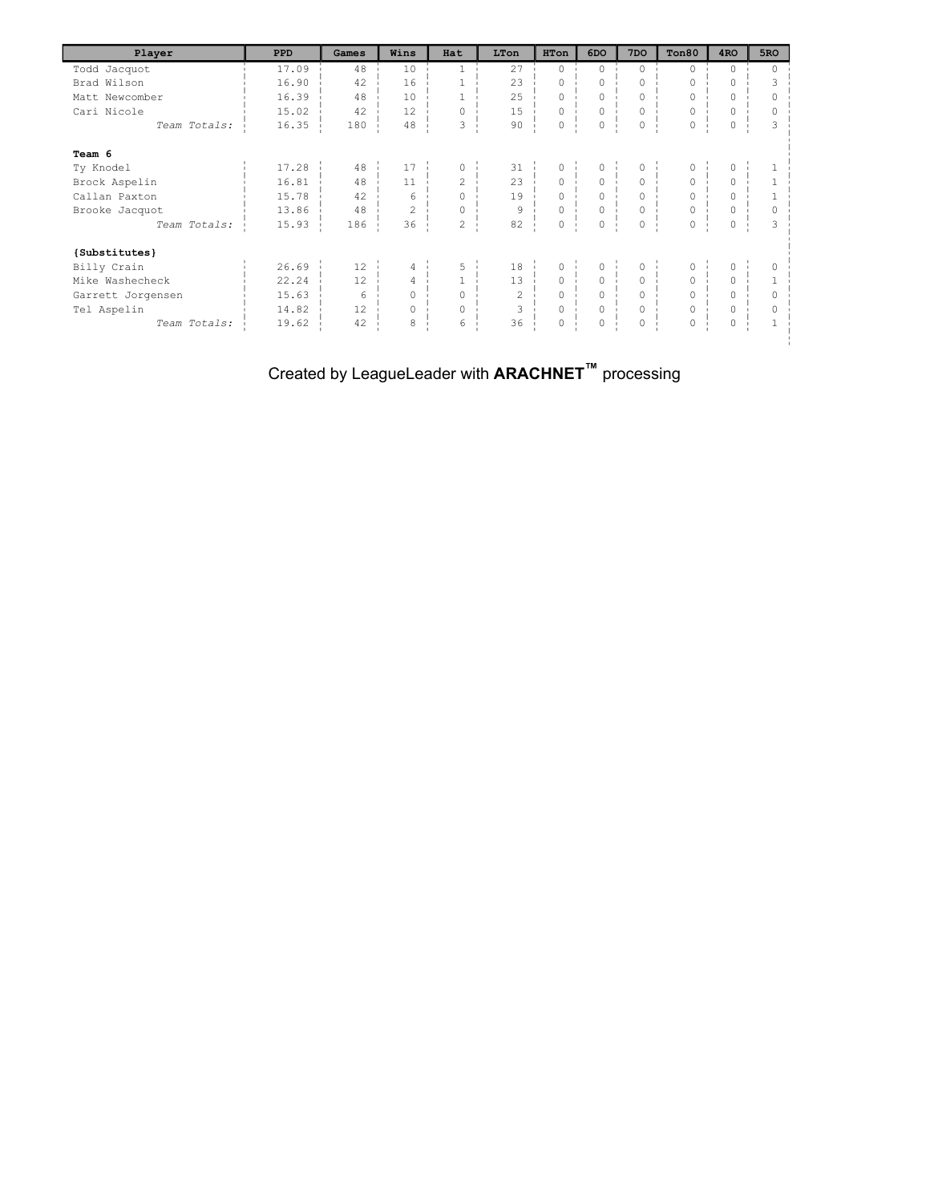| Player | PPD | Games | Wins | Hat | LTon | HTon | 6DO | 7DO | Ton80 | 4RO | 5RO |
|---|---|---|---|---|---|---|---|---|---|---|---|
| Todd Jacquot | 17.09 | 48 | 10 | 1 | 27 | 0 | 0 | 0 | 0 | 0 | 0 |
| Brad Wilson | 16.90 | 42 | 16 | 1 | 23 | 0 | 0 | 0 | 0 | 0 | 3 |
| Matt Newcomber | 16.39 | 48 | 10 | 1 | 25 | 0 | 0 | 0 | 0 | 0 | 0 |
| Cari Nicole | 15.02 | 42 | 12 | 0 | 15 | 0 | 0 | 0 | 0 | 0 | 0 |
| *Team Totals:* | 16.35 | 180 | 48 | 3 | 90 | 0 | 0 | 0 | 0 | 0 | 3 |
| **Team 6** | | | | | | | | | | | |
| Ty Knodel | 17.28 | 48 | 17 | 0 | 31 | 0 | 0 | 0 | 0 | 0 | 1 |
| Brock Aspelin | 16.81 | 48 | 11 | 2 | 23 | 0 | 0 | 0 | 0 | 0 | 1 |
| Callan Paxton | 15.78 | 42 | 6 | 0 | 19 | 0 | 0 | 0 | 0 | 0 | 1 |
| Brooke Jacquot | 13.86 | 48 | 2 | 0 | 9 | 0 | 0 | 0 | 0 | 0 | 0 |
| *Team Totals:* | 15.93 | 186 | 36 | 2 | 82 | 0 | 0 | 0 | 0 | 0 | 3 |
| **{Substitutes}** | | | | | | | | | | | |
| Billy Crain | 26.69 | 12 | 4 | 5 | 18 | 0 | 0 | 0 | 0 | 0 | 0 |
| Mike Washecheck | 22.24 | 12 | 4 | 1 | 13 | 0 | 0 | 0 | 0 | 0 | 1 |
| Garrett Jorgensen | 15.63 | 6 | 0 | 0 | 2 | 0 | 0 | 0 | 0 | 0 | 0 |
| Tel Aspelin | 14.82 | 12 | 0 | 0 | 3 | 0 | 0 | 0 | 0 | 0 | 0 |
| *Team Totals:* | 19.62 | 42 | 8 | 6 | 36 | 0 | 0 | 0 | 0 | 0 | 1 |

Created by LeagueLeader with **ARACHNET™** processing